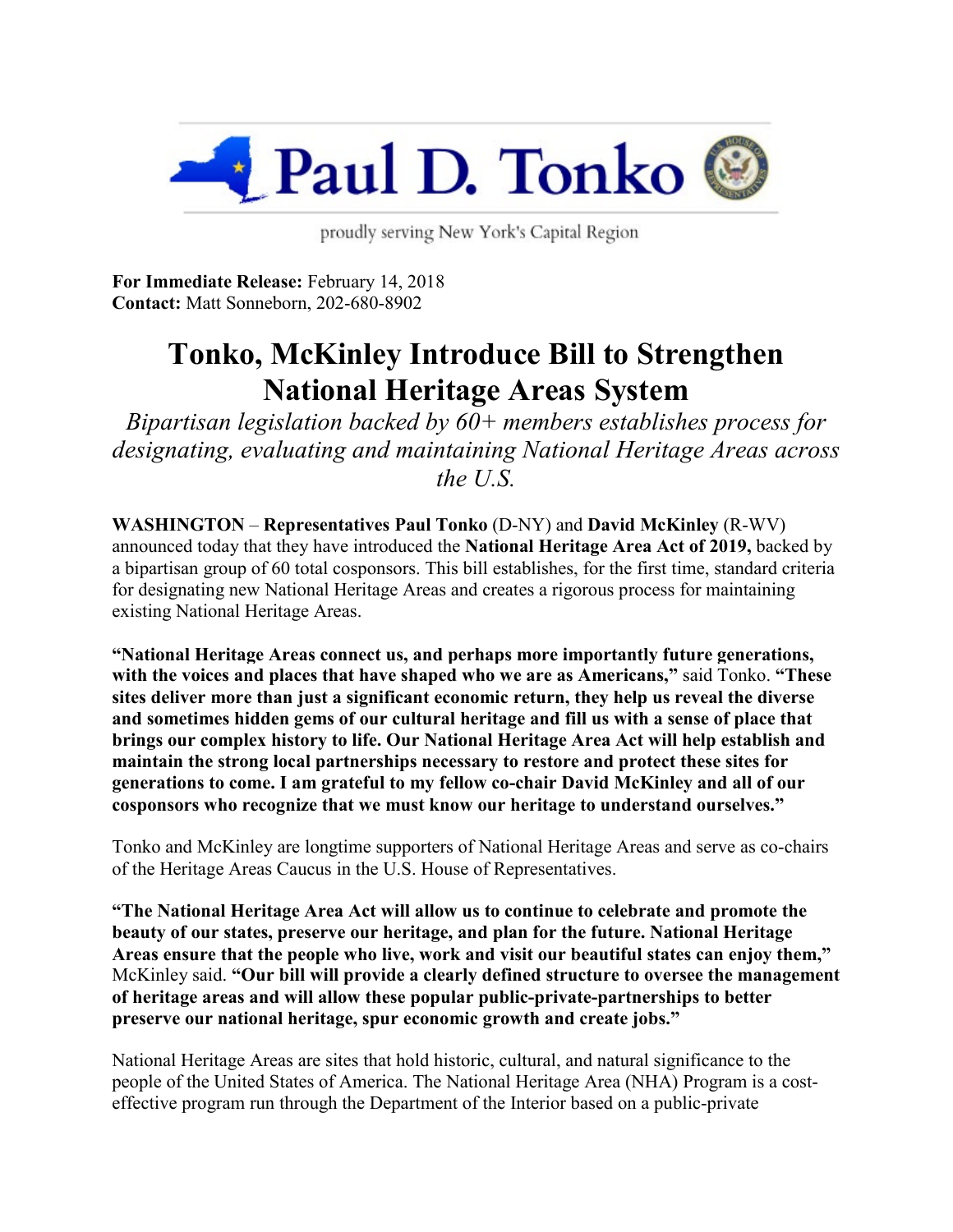Paul D. Tonko

proudly serving New York's Capital Region

**For Immediate Release:** February 14, 2018
**Contact:** Matt Sonneborn, 202-680-8902

# Tonko, McKinley Introduce Bill to Strengthen National Heritage Areas System

*Bipartisan legislation backed by 60+ members establishes process for designating, evaluating and maintaining National Heritage Areas across the U.S.*

**WASHINGTON** – **Representatives Paul Tonko** (D-NY) and **David McKinley** (R-WV) announced today that they have introduced the **National Heritage Area Act of 2019,** backed by a bipartisan group of 60 total cosponsors. This bill establishes, for the first time, standard criteria for designating new National Heritage Areas and creates a rigorous process for maintaining existing National Heritage Areas.

**"National Heritage Areas connect us, and perhaps more importantly future generations, with the voices and places that have shaped who we are as Americans,"** said Tonko. **"These sites deliver more than just a significant economic return, they help us reveal the diverse and sometimes hidden gems of our cultural heritage and fill us with a sense of place that brings our complex history to life. Our National Heritage Area Act will help establish and maintain the strong local partnerships necessary to restore and protect these sites for generations to come. I am grateful to my fellow co-chair David McKinley and all of our cosponsors who recognize that we must know our heritage to understand ourselves."**

Tonko and McKinley are longtime supporters of National Heritage Areas and serve as co-chairs of the Heritage Areas Caucus in the U.S. House of Representatives.

**"The National Heritage Area Act will allow us to continue to celebrate and promote the beauty of our states, preserve our heritage, and plan for the future. National Heritage Areas ensure that the people who live, work and visit our beautiful states can enjoy them,"** McKinley said. **"Our bill will provide a clearly defined structure to oversee the management of heritage areas and will allow these popular public-private-partnerships to better preserve our national heritage, spur economic growth and create jobs."**

National Heritage Areas are sites that hold historic, cultural, and natural significance to the people of the United States of America. The National Heritage Area (NHA) Program is a cost-effective program run through the Department of the Interior based on a public-private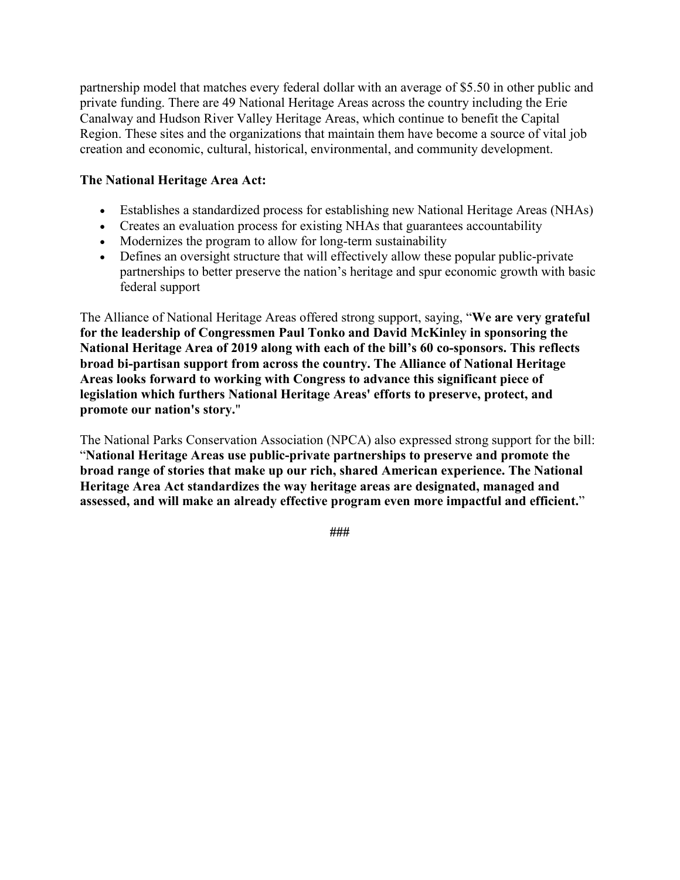partnership model that matches every federal dollar with an average of $5.50 in other public and private funding. There are 49 National Heritage Areas across the country including the Erie Canalway and Hudson River Valley Heritage Areas, which continue to benefit the Capital Region. These sites and the organizations that maintain them have become a source of vital job creation and economic, cultural, historical, environmental, and community development.

**The National Heritage Area Act:**

- Establishes a standardized process for establishing new National Heritage Areas (NHAs)
- Creates an evaluation process for existing NHAs that guarantees accountability
- Modernizes the program to allow for long-term sustainability
- Defines an oversight structure that will effectively allow these popular public-private partnerships to better preserve the nation's heritage and spur economic growth with basic federal support

The Alliance of National Heritage Areas offered strong support, saying, "**We are very grateful for the leadership of Congressmen Paul Tonko and David McKinley in sponsoring the National Heritage Area of 2019 along with each of the bill's 60 co-sponsors. This reflects broad bi-partisan support from across the country. The Alliance of National Heritage Areas looks forward to working with Congress to advance this significant piece of legislation which furthers National Heritage Areas' efforts to preserve, protect, and promote our nation's story.**"

The National Parks Conservation Association (NPCA) also expressed strong support for the bill: "**National Heritage Areas use public-private partnerships to preserve and promote the broad range of stories that make up our rich, shared American experience. The National Heritage Area Act standardizes the way heritage areas are designated, managed and assessed, and will make an already effective program even more impactful and efficient.**"

###